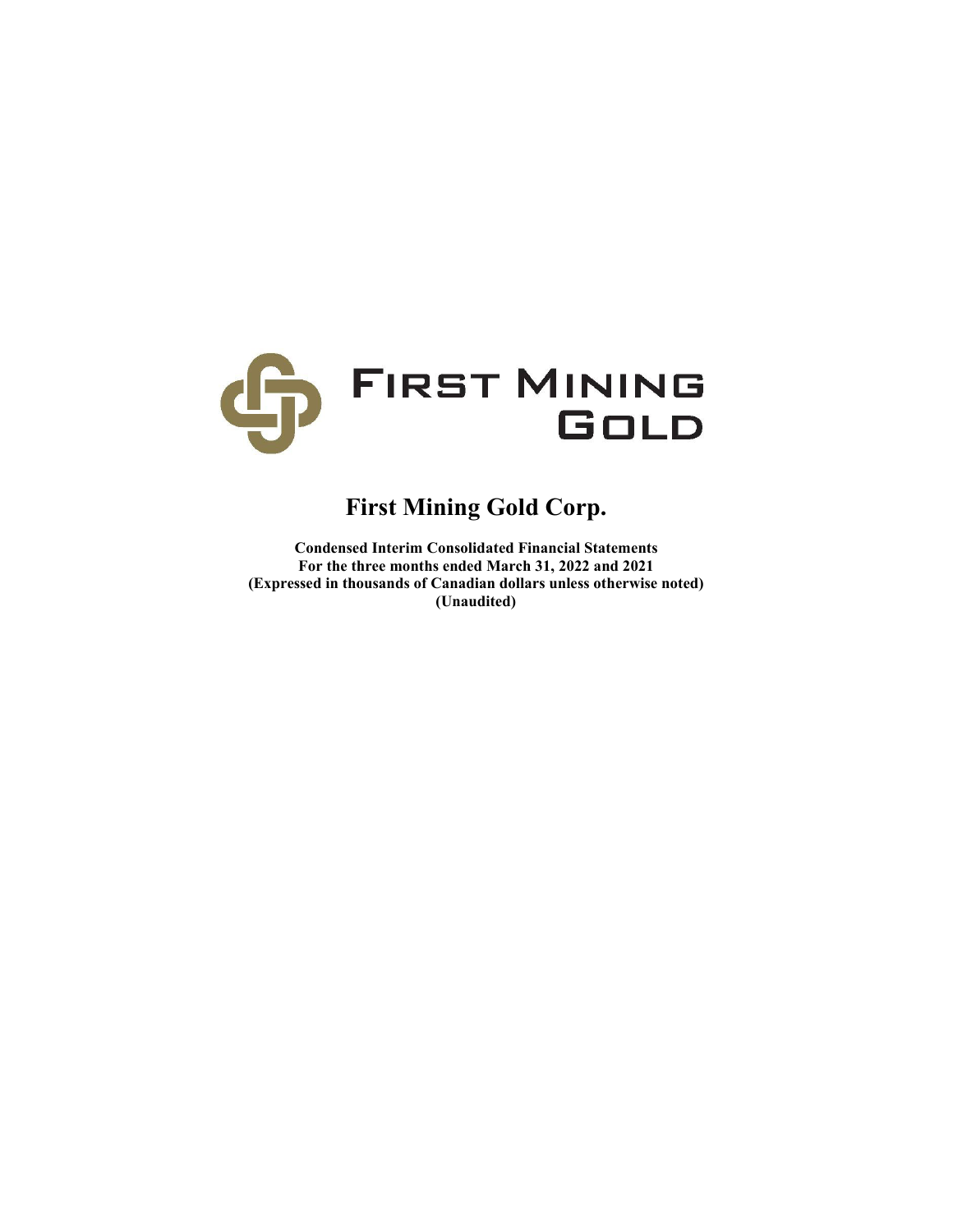FIRST MINING GOLD

# First Mining Gold Corp.

**Condensed Interim Consolidated Financial Statements**
**For the three months ended March 31, 2022 and 2021**
**(Expressed in thousands of Canadian dollars unless otherwise noted)**
**(Unaudited)**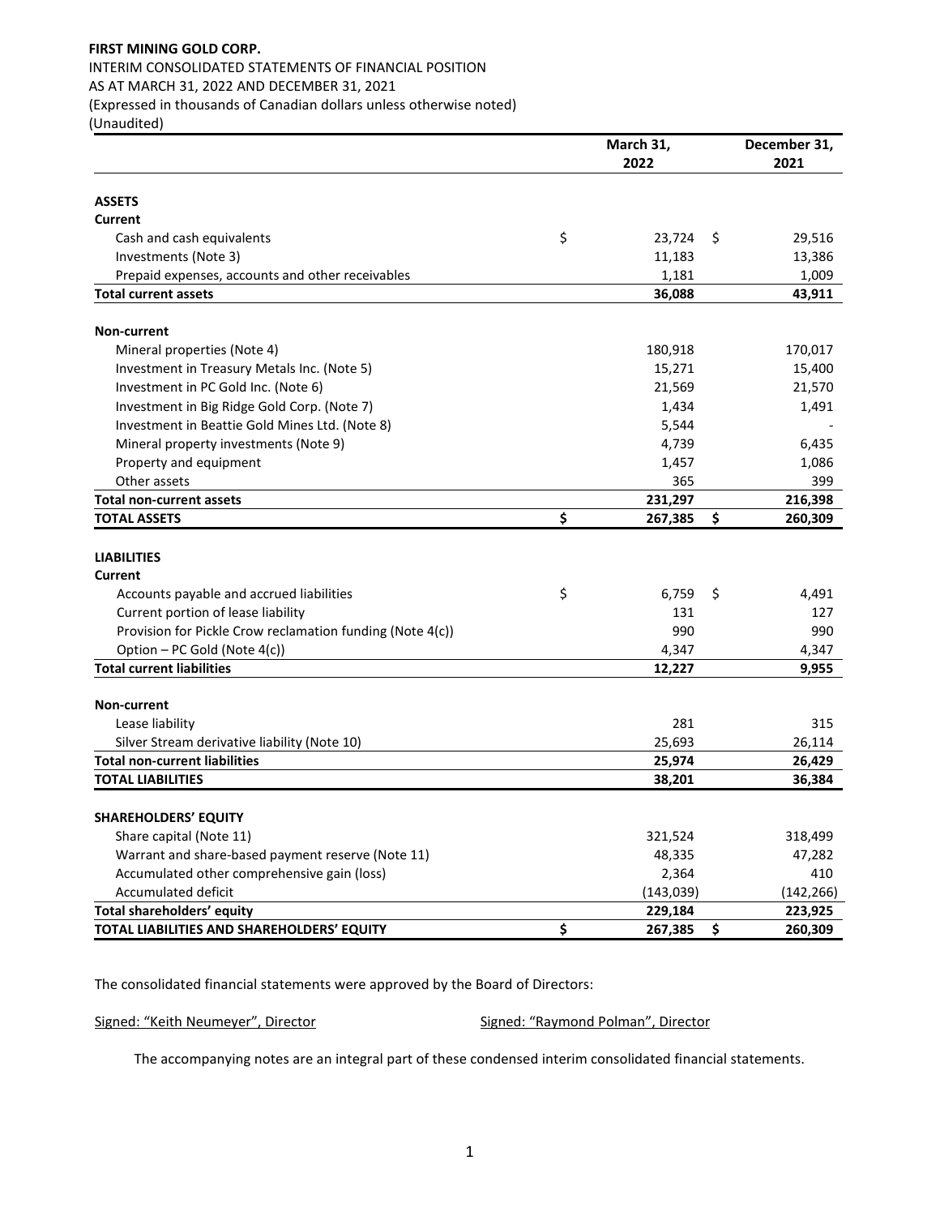**FIRST MINING GOLD CORP.**

INTERIM CONSOLIDATED STATEMENTS OF FINANCIAL POSITION

AS AT MARCH 31, 2022 AND DECEMBER 31, 2021

(Expressed in thousands of Canadian dollars unless otherwise noted)

(Unaudited)

| | March 31, 2022 | December 31, 2021 |
|---|---|---|
| **ASSETS** | | |
| **Current** | | |
| Cash and cash equivalents | $ 23,724 | $ 29,516 |
| Investments (Note 3) | 11,183 | 13,386 |
| Prepaid expenses, accounts and other receivables | 1,181 | 1,009 |
| **Total current assets** | **36,088** | **43,911** |
| **Non-current** | | |
| Mineral properties (Note 4) | 180,918 | 170,017 |
| Investment in Treasury Metals Inc. (Note 5) | 15,271 | 15,400 |
| Investment in PC Gold Inc. (Note 6) | 21,569 | 21,570 |
| Investment in Big Ridge Gold Corp. (Note 7) | 1,434 | 1,491 |
| Investment in Beattie Gold Mines Ltd. (Note 8) | 5,544 | - |
| Mineral property investments (Note 9) | 4,739 | 6,435 |
| Property and equipment | 1,457 | 1,086 |
| Other assets | 365 | 399 |
| **Total non-current assets** | **231,297** | **216,398** |
| **TOTAL ASSETS** | **$ 267,385** | **$ 260,309** |
| **LIABILITIES** | | |
| **Current** | | |
| Accounts payable and accrued liabilities | $ 6,759 | $ 4,491 |
| Current portion of lease liability | 131 | 127 |
| Provision for Pickle Crow reclamation funding (Note 4(c)) | 990 | 990 |
| Option – PC Gold (Note 4(c)) | 4,347 | 4,347 |
| **Total current liabilities** | **12,227** | **9,955** |
| **Non-current** | | |
| Lease liability | 281 | 315 |
| Silver Stream derivative liability (Note 10) | 25,693 | 26,114 |
| **Total non-current liabilities** | **25,974** | **26,429** |
| **TOTAL LIABILITIES** | **38,201** | **36,384** |
| **SHAREHOLDERS' EQUITY** | | |
| Share capital (Note 11) | 321,524 | 318,499 |
| Warrant and share-based payment reserve (Note 11) | 48,335 | 47,282 |
| Accumulated other comprehensive gain (loss) | 2,364 | 410 |
| Accumulated deficit | (143,039) | (142,266) |
| **Total shareholders' equity** | **229,184** | **223,925** |
| **TOTAL LIABILITIES AND SHAREHOLDERS' EQUITY** | **$ 267,385** | **$ 260,309** |

The consolidated financial statements were approved by the Board of Directors:

Signed: "Keith Neumeyer", Director                Signed: "Raymond Polman", Director

The accompanying notes are an integral part of these condensed interim consolidated financial statements.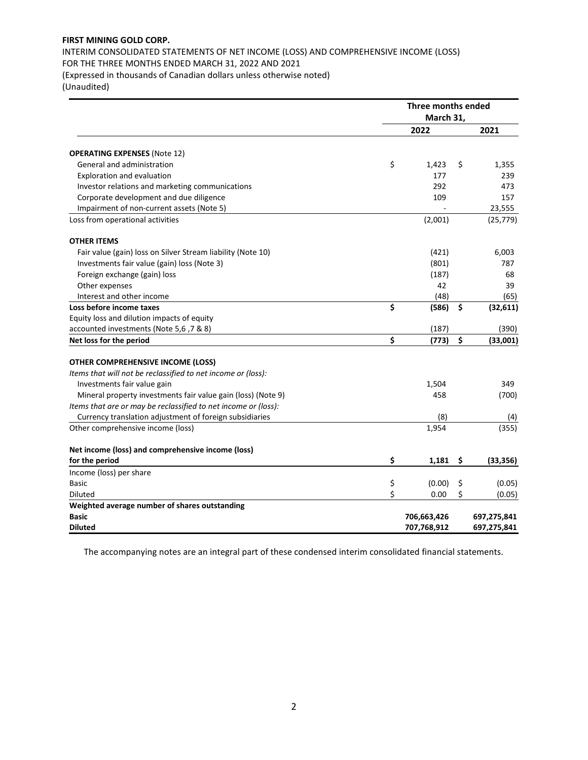**FIRST MINING GOLD CORP.**

INTERIM CONSOLIDATED STATEMENTS OF NET INCOME (LOSS) AND COMPREHENSIVE INCOME (LOSS)
FOR THE THREE MONTHS ENDED MARCH 31, 2022 AND 2021
(Expressed in thousands of Canadian dollars unless otherwise noted)
(Unaudited)

| | Three months ended March 31, | |
|---|---|---|
| | 2022 | 2021 |
| **OPERATING EXPENSES** (Note 12) | | |
| General and administration | $ 1,423 | $ 1,355 |
| Exploration and evaluation | 177 | 239 |
| Investor relations and marketing communications | 292 | 473 |
| Corporate development and due diligence | 109 | 157 |
| Impairment of non-current assets (Note 5) | - | 23,555 |
| Loss from operational activities | (2,001) | (25,779) |
| **OTHER ITEMS** | | |
| Fair value (gain) loss on Silver Stream liability (Note 10) | (421) | 6,003 |
| Investments fair value (gain) loss (Note 3) | (801) | 787 |
| Foreign exchange (gain) loss | (187) | 68 |
| Other expenses | 42 | 39 |
| Interest and other income | (48) | (65) |
| **Loss before income taxes** | **$ (586)** | **$ (32,611)** |
| Equity loss and dilution impacts of equity accounted investments (Note 5,6 ,7 & 8) | (187) | (390) |
| **Net loss for the period** | **$ (773)** | **$ (33,001)** |
| **OTHER COMPREHENSIVE INCOME (LOSS)** | | |
| *Items that will not be reclassified to net income or (loss):* | | |
| Investments fair value gain | 1,504 | 349 |
| Mineral property investments fair value gain (loss) (Note 9) | 458 | (700) |
| *Items that are or may be reclassified to net income or (loss):* | | |
| Currency translation adjustment of foreign subsidiaries | (8) | (4) |
| Other comprehensive income (loss) | 1,954 | (355) |
| **Net income (loss) and comprehensive income (loss) for the period** | **$ 1,181** | **$ (33,356)** |
| Income (loss) per share | | |
| Basic | $ (0.00) | $ (0.05) |
| Diluted | $ 0.00 | $ (0.05) |
| **Weighted average number of shares outstanding** | | |
| **Basic** | **706,663,426** | **697,275,841** |
| **Diluted** | **707,768,912** | **697,275,841** |

The accompanying notes are an integral part of these condensed interim consolidated financial statements.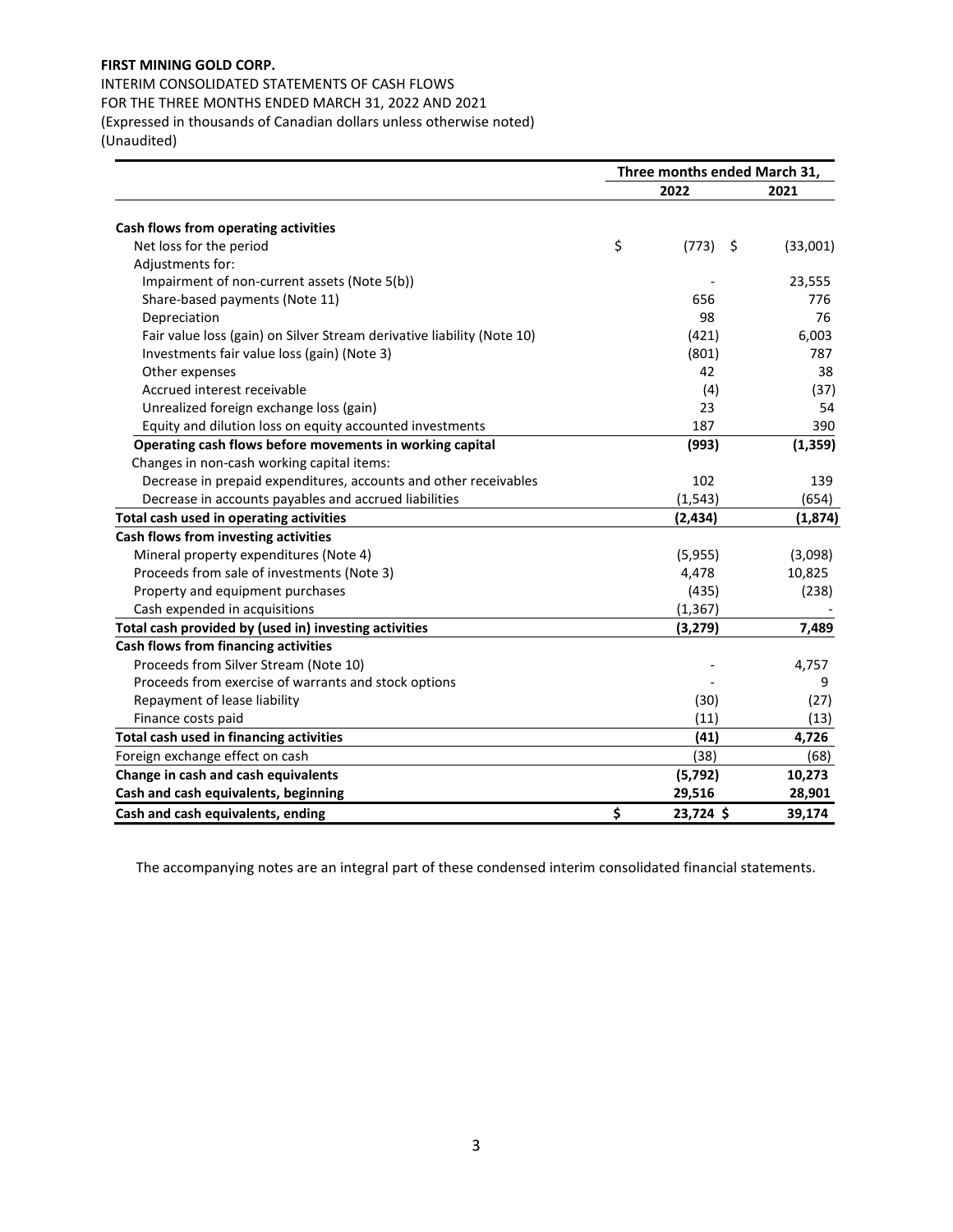**FIRST MINING GOLD CORP.**

INTERIM CONSOLIDATED STATEMENTS OF CASH FLOWS
FOR THE THREE MONTHS ENDED MARCH 31, 2022 AND 2021
(Expressed in thousands of Canadian dollars unless otherwise noted)
(Unaudited)

| | Three months ended March 31, | |
|---|---|---|
| | **2022** | **2021** |
| **Cash flows from operating activities** | | |
| Net loss for the period | $ (773) | $ (33,001) |
| Adjustments for: | | |
| Impairment of non-current assets (Note 5(b)) | - | 23,555 |
| Share-based payments (Note 11) | 656 | 776 |
| Depreciation | 98 | 76 |
| Fair value loss (gain) on Silver Stream derivative liability (Note 10) | (421) | 6,003 |
| Investments fair value loss (gain) (Note 3) | (801) | 787 |
| Other expenses | 42 | 38 |
| Accrued interest receivable | (4) | (37) |
| Unrealized foreign exchange loss (gain) | 23 | 54 |
| Equity and dilution loss on equity accounted investments | 187 | 390 |
| **Operating cash flows before movements in working capital** | **(993)** | **(1,359)** |
| Changes in non-cash working capital items: | | |
| Decrease in prepaid expenditures, accounts and other receivables | 102 | 139 |
| Decrease in accounts payables and accrued liabilities | (1,543) | (654) |
| **Total cash used in operating activities** | **(2,434)** | **(1,874)** |
| **Cash flows from investing activities** | | |
| Mineral property expenditures (Note 4) | (5,955) | (3,098) |
| Proceeds from sale of investments (Note 3) | 4,478 | 10,825 |
| Property and equipment purchases | (435) | (238) |
| Cash expended in acquisitions | (1,367) | - |
| **Total cash provided by (used in) investing activities** | **(3,279)** | **7,489** |
| **Cash flows from financing activities** | | |
| Proceeds from Silver Stream (Note 10) | - | 4,757 |
| Proceeds from exercise of warrants and stock options | - | 9 |
| Repayment of lease liability | (30) | (27) |
| Finance costs paid | (11) | (13) |
| **Total cash used in financing activities** | **(41)** | **4,726** |
| Foreign exchange effect on cash | (38) | (68) |
| **Change in cash and cash equivalents** | **(5,792)** | **10,273** |
| **Cash and cash equivalents, beginning** | **29,516** | **28,901** |
| **Cash and cash equivalents, ending** | **$ 23,724** | **$ 39,174** |

The accompanying notes are an integral part of these condensed interim consolidated financial statements.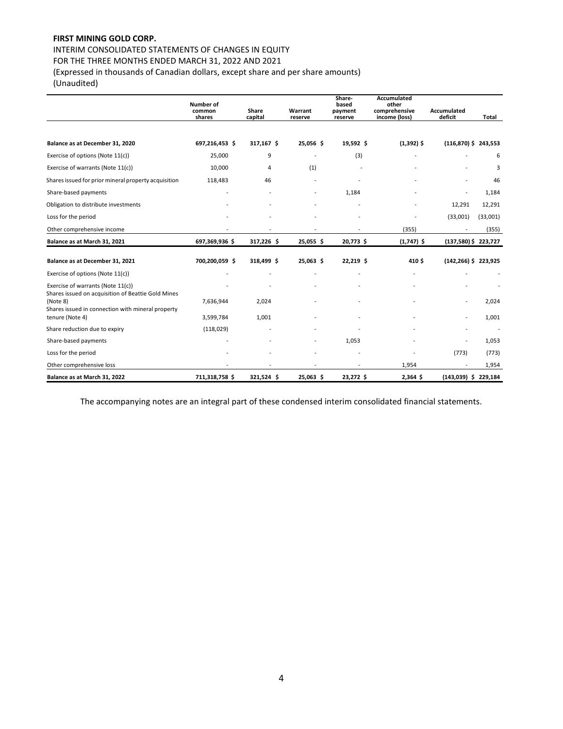**FIRST MINING GOLD CORP.**

INTERIM CONSOLIDATED STATEMENTS OF CHANGES IN EQUITY
FOR THE THREE MONTHS ENDED MARCH 31, 2022 AND 2021
(Expressed in thousands of Canadian dollars, except share and per share amounts)
(Unaudited)

| | Number of common shares | Share capital | Warrant reserve | Share-based payment reserve | Accumulated other comprehensive income (loss) | Accumulated deficit | Total |
|---|---|---|---|---|---|---|---|
| **Balance as at December 31, 2020** | **697,216,453 $** | **317,167 $** | **25,056 $** | **19,592 $** | **(1,392) $** | **(116,870) $** | **243,553** |
| Exercise of options (Note 11(c)) | 25,000 | 9 | - | (3) | - | - | 6 |
| Exercise of warrants (Note 11(c)) | 10,000 | 4 | (1) | - | - | - | 3 |
| Shares issued for prior mineral property acquisition | 118,483 | 46 | - | - | - | - | 46 |
| Share-based payments | - | - | - | 1,184 | - | - | 1,184 |
| Obligation to distribute investments | - | - | - | - | - | 12,291 | 12,291 |
| Loss for the period | - | - | - | - | - | (33,001) | (33,001) |
| Other comprehensive income | - | - | - | - | (355) | - | (355) |
| **Balance as at March 31, 2021** | **697,369,936 $** | **317,226 $** | **25,055 $** | **20,773 $** | **(1,747) $** | **(137,580) $** | **223,727** |
| **Balance as at December 31, 2021** | **700,200,059 $** | **318,499 $** | **25,063 $** | **22,219 $** | **410 $** | **(142,266) $** | **223,925** |
| Exercise of options (Note 11(c)) | - | - | - | - | - | - | - |
| Exercise of warrants (Note 11(c)) | - | - | - | - | - | - | - |
| Shares issued on acquisition of Beattie Gold Mines (Note 8) | 7,636,944 | 2,024 | - | - | - | - | 2,024 |
| Shares issued in connection with mineral property tenure (Note 4) | 3,599,784 | 1,001 | - | - | - | - | 1,001 |
| Share reduction due to expiry | (118,029) | - | - | - | - | - | - |
| Share-based payments | - | - | - | 1,053 | - | - | 1,053 |
| Loss for the period | - | - | - | - | - | (773) | (773) |
| Other comprehensive loss | - | - | - | - | 1,954 | - | 1,954 |
| **Balance as at March 31, 2022** | **711,318,758 $** | **321,524 $** | **25,063 $** | **23,272 $** | **2,364 $** | **(143,039) $** | **229,184** |

The accompanying notes are an integral part of these condensed interim consolidated financial statements.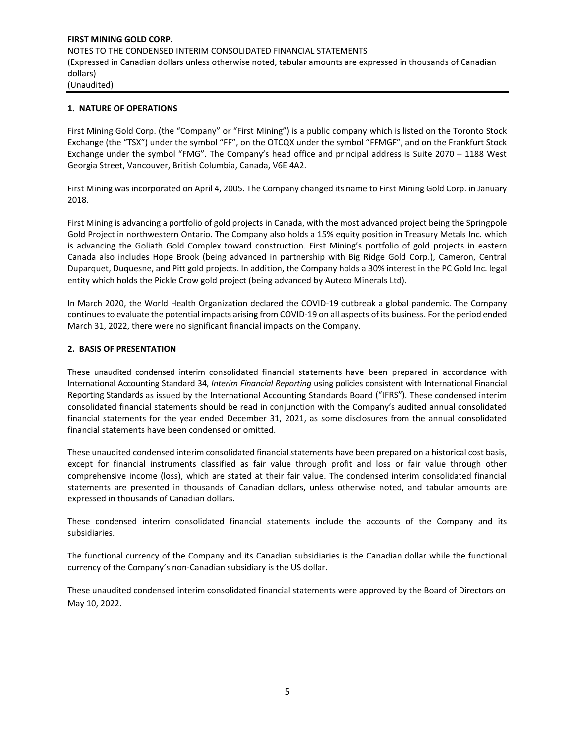## 1. NATURE OF OPERATIONS

First Mining Gold Corp. (the "Company" or "First Mining") is a public company which is listed on the Toronto Stock Exchange (the "TSX") under the symbol "FF", on the OTCQX under the symbol "FFMGF", and on the Frankfurt Stock Exchange under the symbol "FMG". The Company's head office and principal address is Suite 2070 – 1188 West Georgia Street, Vancouver, British Columbia, Canada, V6E 4A2.

First Mining was incorporated on April 4, 2005. The Company changed its name to First Mining Gold Corp. in January 2018.

First Mining is advancing a portfolio of gold projects in Canada, with the most advanced project being the Springpole Gold Project in northwestern Ontario. The Company also holds a 15% equity position in Treasury Metals Inc. which is advancing the Goliath Gold Complex toward construction. First Mining's portfolio of gold projects in eastern Canada also includes Hope Brook (being advanced in partnership with Big Ridge Gold Corp.), Cameron, Central Duparquet, Duquesne, and Pitt gold projects. In addition, the Company holds a 30% interest in the PC Gold Inc. legal entity which holds the Pickle Crow gold project (being advanced by Auteco Minerals Ltd).

In March 2020, the World Health Organization declared the COVID-19 outbreak a global pandemic. The Company continues to evaluate the potential impacts arising from COVID-19 on all aspects of its business. For the period ended March 31, 2022, there were no significant financial impacts on the Company.

## 2. BASIS OF PRESENTATION

These unaudited condensed interim consolidated financial statements have been prepared in accordance with International Accounting Standard 34, *Interim Financial Reporting* using policies consistent with International Financial Reporting Standards as issued by the International Accounting Standards Board ("IFRS"). These condensed interim consolidated financial statements should be read in conjunction with the Company's audited annual consolidated financial statements for the year ended December 31, 2021, as some disclosures from the annual consolidated financial statements have been condensed or omitted.

These unaudited condensed interim consolidated financial statements have been prepared on a historical cost basis, except for financial instruments classified as fair value through profit and loss or fair value through other comprehensive income (loss), which are stated at their fair value. The condensed interim consolidated financial statements are presented in thousands of Canadian dollars, unless otherwise noted, and tabular amounts are expressed in thousands of Canadian dollars.

These condensed interim consolidated financial statements include the accounts of the Company and its subsidiaries.

The functional currency of the Company and its Canadian subsidiaries is the Canadian dollar while the functional currency of the Company's non-Canadian subsidiary is the US dollar.

These unaudited condensed interim consolidated financial statements were approved by the Board of Directors on May 10, 2022.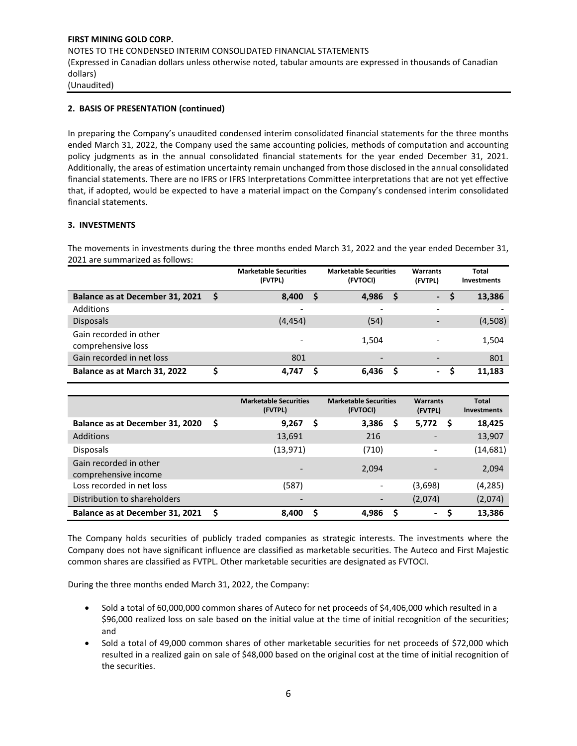**FIRST MINING GOLD CORP.**
NOTES TO THE CONDENSED INTERIM CONSOLIDATED FINANCIAL STATEMENTS
(Expressed in Canadian dollars unless otherwise noted, tabular amounts are expressed in thousands of Canadian dollars)
(Unaudited)

## 2. BASIS OF PRESENTATION (continued)

In preparing the Company's unaudited condensed interim consolidated financial statements for the three months ended March 31, 2022, the Company used the same accounting policies, methods of computation and accounting policy judgments as in the annual consolidated financial statements for the year ended December 31, 2021. Additionally, the areas of estimation uncertainty remain unchanged from those disclosed in the annual consolidated financial statements. There are no IFRS or IFRS Interpretations Committee interpretations that are not yet effective that, if adopted, would be expected to have a material impact on the Company's condensed interim consolidated financial statements.

## 3. INVESTMENTS

The movements in investments during the three months ended March 31, 2022 and the year ended December 31, 2021 are summarized as follows:

| | Marketable Securities (FVTPL) | Marketable Securities (FVTOCI) | Warrants (FVTPL) | Total Investments |
|---|---|---|---|---|
| **Balance as at December 31, 2021** | **$ 8,400** | **$ 4,986** | **$ -** | **$ 13,386** |
| Additions | - | - | - | - |
| Disposals | (4,454) | (54) | - | (4,508) |
| Gain recorded in other comprehensive loss | - | 1,504 | - | 1,504 |
| Gain recorded in net loss | 801 | - | - | 801 |
| **Balance as at March 31, 2022** | **$ 4,747** | **$ 6,436** | **$ -** | **$ 11,183** |

| | Marketable Securities (FVTPL) | Marketable Securities (FVTOCI) | Warrants (FVTPL) | Total Investments |
|---|---|---|---|---|
| **Balance as at December 31, 2020** | **$ 9,267** | **$ 3,386** | **$ 5,772** | **$ 18,425** |
| Additions | 13,691 | 216 | - | 13,907 |
| Disposals | (13,971) | (710) | - | (14,681) |
| Gain recorded in other comprehensive income | - | 2,094 | - | 2,094 |
| Loss recorded in net loss | (587) | - | (3,698) | (4,285) |
| Distribution to shareholders | - | - | (2,074) | (2,074) |
| **Balance as at December 31, 2021** | **$ 8,400** | **$ 4,986** | **$ -** | **$ 13,386** |

The Company holds securities of publicly traded companies as strategic interests. The investments where the Company does not have significant influence are classified as marketable securities. The Auteco and First Majestic common shares are classified as FVTPL. Other marketable securities are designated as FVTOCI.

During the three months ended March 31, 2022, the Company:

- Sold a total of 60,000,000 common shares of Auteco for net proceeds of $4,406,000 which resulted in a $96,000 realized loss on sale based on the initial value at the time of initial recognition of the securities; and
- Sold a total of 49,000 common shares of other marketable securities for net proceeds of $72,000 which resulted in a realized gain on sale of $48,000 based on the original cost at the time of initial recognition of the securities.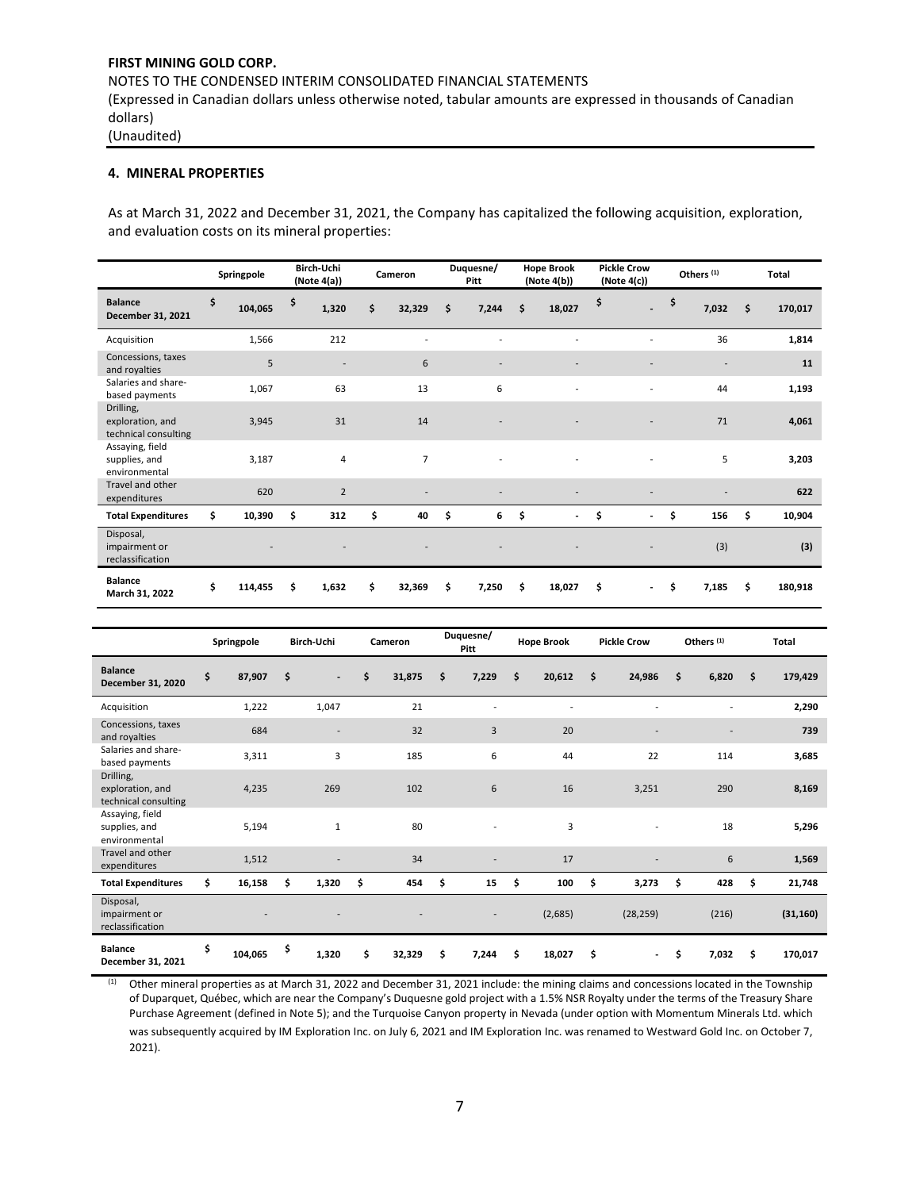**FIRST MINING GOLD CORP.**
NOTES TO THE CONDENSED INTERIM CONSOLIDATED FINANCIAL STATEMENTS
(Expressed in Canadian dollars unless otherwise noted, tabular amounts are expressed in thousands of Canadian dollars)
(Unaudited)

## 4. MINERAL PROPERTIES

As at March 31, 2022 and December 31, 2021, the Company has capitalized the following acquisition, exploration, and evaluation costs on its mineral properties:

| | Springpole | Birch-Uchi (Note 4(a)) | Cameron | Duquesne/ Pitt | Hope Brook (Note 4(b)) | Pickle Crow (Note 4(c)) | Others [(1)] | Total |
|---|---|---|---|---|---|---|---|---|
| **Balance December 31, 2021** | $ 104,065 | $ 1,320 | $ 32,329 | $ 7,244 | $ 18,027 | $ - | $ 7,032 | $ 170,017 |
| Acquisition | 1,566 | 212 | - | - | - | - | 36 | **1,814** |
| Concessions, taxes and royalties | 5 | - | 6 | - | - | - | - | **11** |
| Salaries and share-based payments | 1,067 | 63 | 13 | 6 | - | - | 44 | **1,193** |
| Drilling, exploration, and technical consulting | 3,945 | 31 | 14 | - | - | - | 71 | **4,061** |
| Assaying, field supplies, and environmental | 3,187 | 4 | 7 | - | - | - | 5 | **3,203** |
| Travel and other expenditures | 620 | 2 | - | - | - | - | - | **622** |
| **Total Expenditures** | $ 10,390 | $ 312 | $ 40 | $ 6 | $ - | $ - | $ 156 | $ 10,904 |
| Disposal, impairment or reclassification | - | - | - | - | - | - | (3) | **(3)** |
| **Balance March 31, 2022** | $ 114,455 | $ 1,632 | $ 32,369 | $ 7,250 | $ 18,027 | $ - | $ 7,185 | $ 180,918 |

| | Springpole | Birch-Uchi | Cameron | Duquesne/ Pitt | Hope Brook | Pickle Crow | Others [(1)] | Total |
|---|---|---|---|---|---|---|---|---|
| **Balance December 31, 2020** | $ 87,907 | $ - | $ 31,875 | $ 7,229 | $ 20,612 | $ 24,986 | $ 6,820 | $ 179,429 |
| Acquisition | 1,222 | 1,047 | 21 | - | - | - | - | **2,290** |
| Concessions, taxes and royalties | 684 | - | 32 | 3 | 20 | - | - | **739** |
| Salaries and share-based payments | 3,311 | 3 | 185 | 6 | 44 | 22 | 114 | **3,685** |
| Drilling, exploration, and technical consulting | 4,235 | 269 | 102 | 6 | 16 | 3,251 | 290 | **8,169** |
| Assaying, field supplies, and environmental | 5,194 | 1 | 80 | - | 3 | - | 18 | **5,296** |
| Travel and other expenditures | 1,512 | - | 34 | - | 17 | - | 6 | **1,569** |
| **Total Expenditures** | $ 16,158 | $ 1,320 | $ 454 | $ 15 | $ 100 | $ 3,273 | $ 428 | $ 21,748 |
| Disposal, impairment or reclassification | - | - | - | - | (2,685) | (28,259) | (216) | **(31,160)** |
| **Balance December 31, 2021** | $ 104,065 | $ 1,320 | $ 32,329 | $ 7,244 | $ 18,027 | $ - | $ 7,032 | $ 170,017 |

[(1)] Other mineral properties as at March 31, 2022 and December 31, 2021 include: the mining claims and concessions located in the Township of Duparquet, Québec, which are near the Company's Duquesne gold project with a 1.5% NSR Royalty under the terms of the Treasury Share Purchase Agreement (defined in Note 5); and the Turquoise Canyon property in Nevada (under option with Momentum Minerals Ltd. which was subsequently acquired by IM Exploration Inc. on July 6, 2021 and IM Exploration Inc. was renamed to Westward Gold Inc. on October 7, 2021).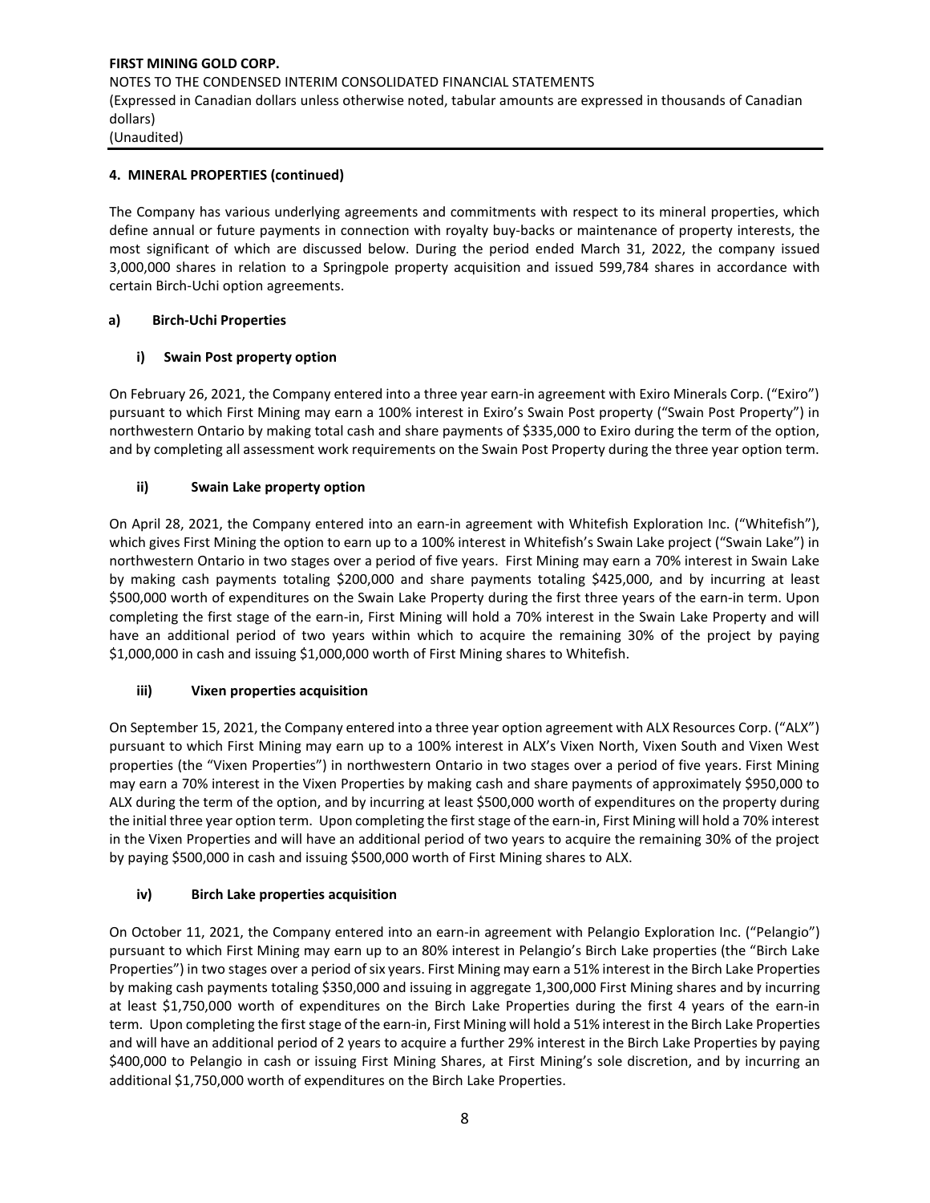## 4. MINERAL PROPERTIES (continued)

The Company has various underlying agreements and commitments with respect to its mineral properties, which define annual or future payments in connection with royalty buy-backs or maintenance of property interests, the most significant of which are discussed below. During the period ended March 31, 2022, the company issued 3,000,000 shares in relation to a Springpole property acquisition and issued 599,784 shares in accordance with certain Birch-Uchi option agreements.

### a) Birch-Uchi Properties

#### i) Swain Post property option

On February 26, 2021, the Company entered into a three year earn-in agreement with Exiro Minerals Corp. ("Exiro") pursuant to which First Mining may earn a 100% interest in Exiro's Swain Post property ("Swain Post Property") in northwestern Ontario by making total cash and share payments of $335,000 to Exiro during the term of the option, and by completing all assessment work requirements on the Swain Post Property during the three year option term.

#### ii) Swain Lake property option

On April 28, 2021, the Company entered into an earn-in agreement with Whitefish Exploration Inc. ("Whitefish"), which gives First Mining the option to earn up to a 100% interest in Whitefish's Swain Lake project ("Swain Lake") in northwestern Ontario in two stages over a period of five years. First Mining may earn a 70% interest in Swain Lake by making cash payments totaling $200,000 and share payments totaling $425,000, and by incurring at least $500,000 worth of expenditures on the Swain Lake Property during the first three years of the earn-in term. Upon completing the first stage of the earn-in, First Mining will hold a 70% interest in the Swain Lake Property and will have an additional period of two years within which to acquire the remaining 30% of the project by paying $1,000,000 in cash and issuing $1,000,000 worth of First Mining shares to Whitefish.

#### iii) Vixen properties acquisition

On September 15, 2021, the Company entered into a three year option agreement with ALX Resources Corp. ("ALX") pursuant to which First Mining may earn up to a 100% interest in ALX's Vixen North, Vixen South and Vixen West properties (the "Vixen Properties") in northwestern Ontario in two stages over a period of five years. First Mining may earn a 70% interest in the Vixen Properties by making cash and share payments of approximately $950,000 to ALX during the term of the option, and by incurring at least $500,000 worth of expenditures on the property during the initial three year option term. Upon completing the first stage of the earn-in, First Mining will hold a 70% interest in the Vixen Properties and will have an additional period of two years to acquire the remaining 30% of the project by paying $500,000 in cash and issuing $500,000 worth of First Mining shares to ALX.

#### iv) Birch Lake properties acquisition

On October 11, 2021, the Company entered into an earn-in agreement with Pelangio Exploration Inc. ("Pelangio") pursuant to which First Mining may earn up to an 80% interest in Pelangio's Birch Lake properties (the "Birch Lake Properties") in two stages over a period of six years. First Mining may earn a 51% interest in the Birch Lake Properties by making cash payments totaling $350,000 and issuing in aggregate 1,300,000 First Mining shares and by incurring at least $1,750,000 worth of expenditures on the Birch Lake Properties during the first 4 years of the earn-in term. Upon completing the first stage of the earn-in, First Mining will hold a 51% interest in the Birch Lake Properties and will have an additional period of 2 years to acquire a further 29% interest in the Birch Lake Properties by paying $400,000 to Pelangio in cash or issuing First Mining Shares, at First Mining's sole discretion, and by incurring an additional $1,750,000 worth of expenditures on the Birch Lake Properties.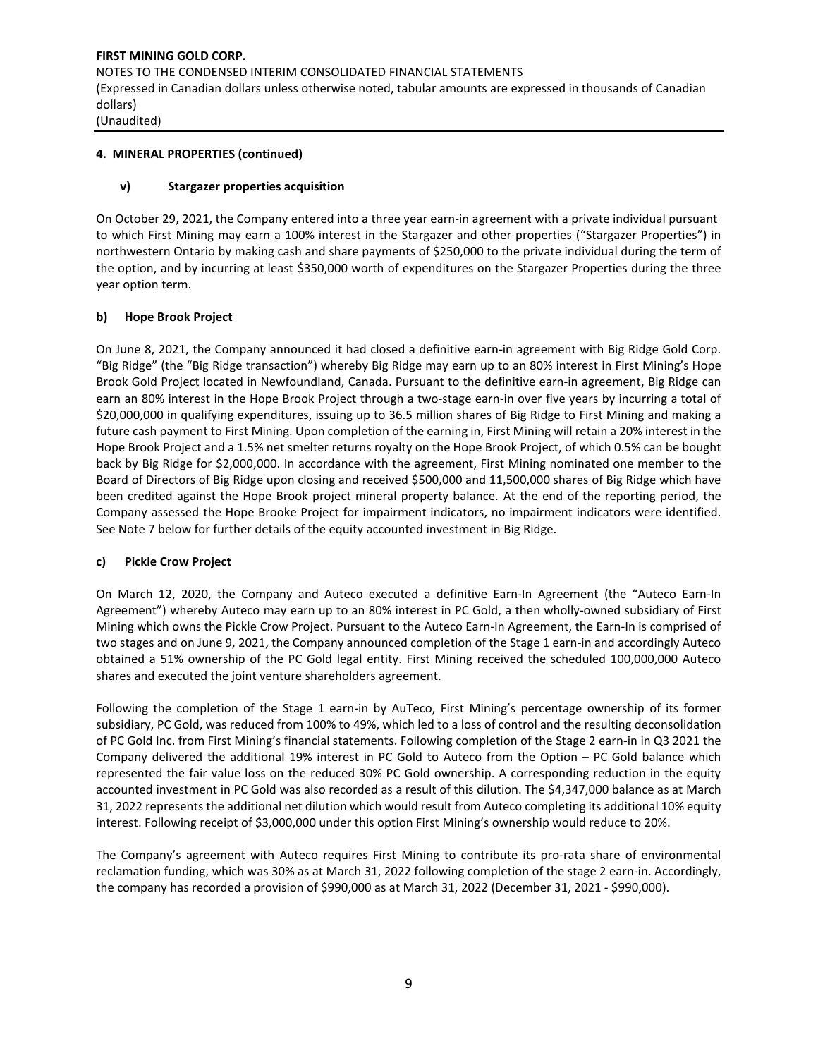**4. MINERAL PROPERTIES (continued)**

**v) Stargazer properties acquisition**

On October 29, 2021, the Company entered into a three year earn-in agreement with a private individual pursuant to which First Mining may earn a 100% interest in the Stargazer and other properties ("Stargazer Properties") in northwestern Ontario by making cash and share payments of $250,000 to the private individual during the term of the option, and by incurring at least $350,000 worth of expenditures on the Stargazer Properties during the three year option term.

**b) Hope Brook Project**

On June 8, 2021, the Company announced it had closed a definitive earn-in agreement with Big Ridge Gold Corp. "Big Ridge" (the "Big Ridge transaction") whereby Big Ridge may earn up to an 80% interest in First Mining's Hope Brook Gold Project located in Newfoundland, Canada. Pursuant to the definitive earn-in agreement, Big Ridge can earn an 80% interest in the Hope Brook Project through a two-stage earn-in over five years by incurring a total of $20,000,000 in qualifying expenditures, issuing up to 36.5 million shares of Big Ridge to First Mining and making a future cash payment to First Mining. Upon completion of the earning in, First Mining will retain a 20% interest in the Hope Brook Project and a 1.5% net smelter returns royalty on the Hope Brook Project, of which 0.5% can be bought back by Big Ridge for $2,000,000. In accordance with the agreement, First Mining nominated one member to the Board of Directors of Big Ridge upon closing and received $500,000 and 11,500,000 shares of Big Ridge which have been credited against the Hope Brook project mineral property balance. At the end of the reporting period, the Company assessed the Hope Brooke Project for impairment indicators, no impairment indicators were identified. See Note 7 below for further details of the equity accounted investment in Big Ridge.

**c) Pickle Crow Project**

On March 12, 2020, the Company and Auteco executed a definitive Earn-In Agreement (the "Auteco Earn-In Agreement") whereby Auteco may earn up to an 80% interest in PC Gold, a then wholly-owned subsidiary of First Mining which owns the Pickle Crow Project. Pursuant to the Auteco Earn-In Agreement, the Earn-In is comprised of two stages and on June 9, 2021, the Company announced completion of the Stage 1 earn-in and accordingly Auteco obtained a 51% ownership of the PC Gold legal entity. First Mining received the scheduled 100,000,000 Auteco shares and executed the joint venture shareholders agreement.

Following the completion of the Stage 1 earn-in by AuTeco, First Mining's percentage ownership of its former subsidiary, PC Gold, was reduced from 100% to 49%, which led to a loss of control and the resulting deconsolidation of PC Gold Inc. from First Mining's financial statements. Following completion of the Stage 2 earn-in in Q3 2021 the Company delivered the additional 19% interest in PC Gold to Auteco from the Option – PC Gold balance which represented the fair value loss on the reduced 30% PC Gold ownership. A corresponding reduction in the equity accounted investment in PC Gold was also recorded as a result of this dilution. The $4,347,000 balance as at March 31, 2022 represents the additional net dilution which would result from Auteco completing its additional 10% equity interest. Following receipt of $3,000,000 under this option First Mining's ownership would reduce to 20%.

The Company's agreement with Auteco requires First Mining to contribute its pro-rata share of environmental reclamation funding, which was 30% as at March 31, 2022 following completion of the stage 2 earn-in. Accordingly, the company has recorded a provision of $990,000 as at March 31, 2022 (December 31, 2021 - $990,000).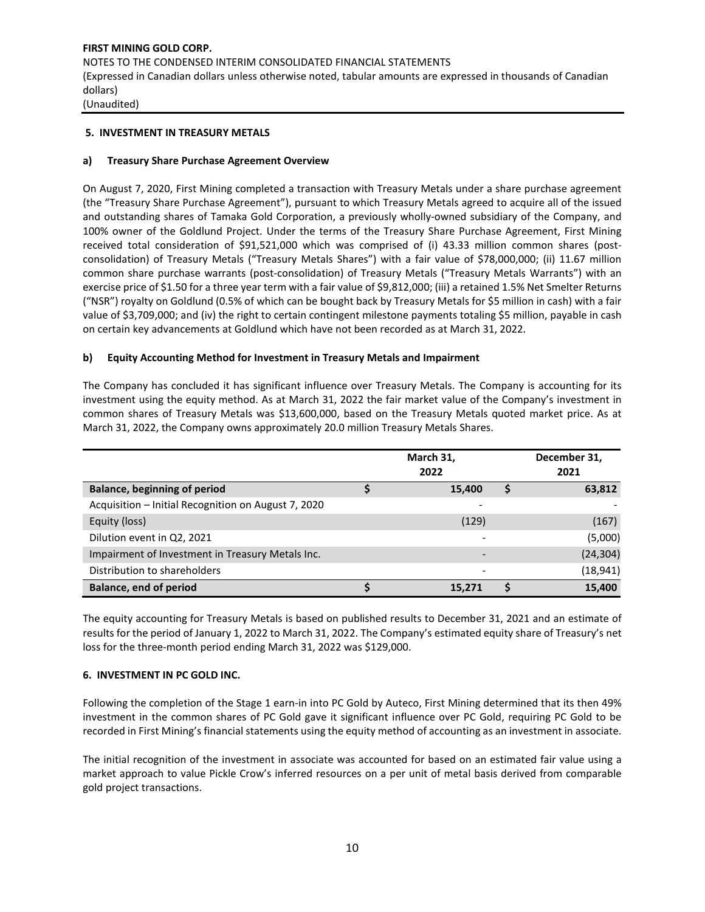## 5. INVESTMENT IN TREASURY METALS

### a) Treasury Share Purchase Agreement Overview

On August 7, 2020, First Mining completed a transaction with Treasury Metals under a share purchase agreement (the "Treasury Share Purchase Agreement"), pursuant to which Treasury Metals agreed to acquire all of the issued and outstanding shares of Tamaka Gold Corporation, a previously wholly-owned subsidiary of the Company, and 100% owner of the Goldlund Project. Under the terms of the Treasury Share Purchase Agreement, First Mining received total consideration of $91,521,000 which was comprised of (i) 43.33 million common shares (post-consolidation) of Treasury Metals ("Treasury Metals Shares") with a fair value of $78,000,000; (ii) 11.67 million common share purchase warrants (post-consolidation) of Treasury Metals ("Treasury Metals Warrants") with an exercise price of $1.50 for a three year term with a fair value of $9,812,000; (iii) a retained 1.5% Net Smelter Returns ("NSR") royalty on Goldlund (0.5% of which can be bought back by Treasury Metals for $5 million in cash) with a fair value of $3,709,000; and (iv) the right to certain contingent milestone payments totaling $5 million, payable in cash on certain key advancements at Goldlund which have not been recorded as at March 31, 2022.

### b) Equity Accounting Method for Investment in Treasury Metals and Impairment

The Company has concluded it has significant influence over Treasury Metals. The Company is accounting for its investment using the equity method. As at March 31, 2022 the fair market value of the Company's investment in common shares of Treasury Metals was $13,600,000, based on the Treasury Metals quoted market price. As at March 31, 2022, the Company owns approximately 20.0 million Treasury Metals Shares.

| | March 31, 2022 | December 31, 2021 |
|---|---|---|
| **Balance, beginning of period** | $ 15,400 | $ 63,812 |
| Acquisition – Initial Recognition on August 7, 2020 | - | - |
| Equity (loss) | (129) | (167) |
| Dilution event in Q2, 2021 | - | (5,000) |
| Impairment of Investment in Treasury Metals Inc. | - | (24,304) |
| Distribution to shareholders | - | (18,941) |
| **Balance, end of period** | $ 15,271 | $ 15,400 |

The equity accounting for Treasury Metals is based on published results to December 31, 2021 and an estimate of results for the period of January 1, 2022 to March 31, 2022. The Company's estimated equity share of Treasury's net loss for the three-month period ending March 31, 2022 was $129,000.

## 6. INVESTMENT IN PC GOLD INC.

Following the completion of the Stage 1 earn-in into PC Gold by Auteco, First Mining determined that its then 49% investment in the common shares of PC Gold gave it significant influence over PC Gold, requiring PC Gold to be recorded in First Mining's financial statements using the equity method of accounting as an investment in associate.

The initial recognition of the investment in associate was accounted for based on an estimated fair value using a market approach to value Pickle Crow's inferred resources on a per unit of metal basis derived from comparable gold project transactions.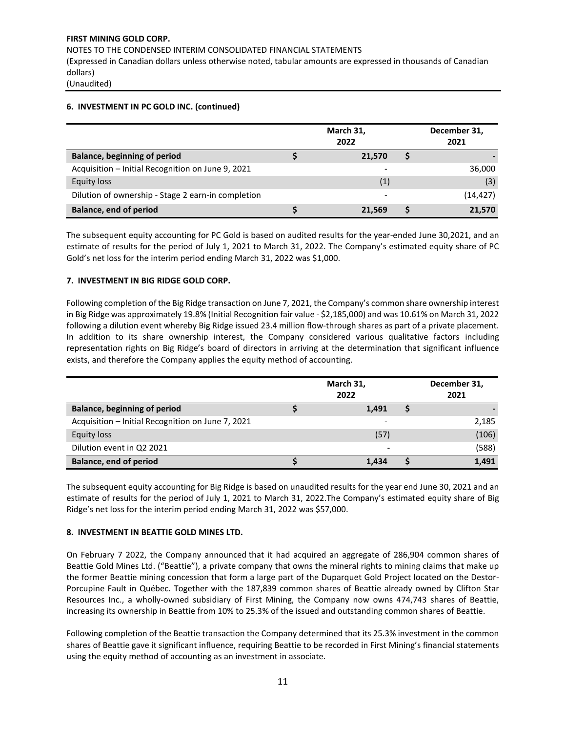## 6. INVESTMENT IN PC GOLD INC. (continued)

| | March 31, 2022 | December 31, 2021 |
|---|---|---|
| **Balance, beginning of period** | $ 21,570 | $ - |
| Acquisition – Initial Recognition on June 9, 2021 | - | 36,000 |
| Equity loss | (1) | (3) |
| Dilution of ownership - Stage 2 earn-in completion | - | (14,427) |
| **Balance, end of period** | $ 21,569 | $ 21,570 |

The subsequent equity accounting for PC Gold is based on audited results for the year-ended June 30,2021, and an estimate of results for the period of July 1, 2021 to March 31, 2022. The Company's estimated equity share of PC Gold's net loss for the interim period ending March 31, 2022 was $1,000.

## 7. INVESTMENT IN BIG RIDGE GOLD CORP.

Following completion of the Big Ridge transaction on June 7, 2021, the Company's common share ownership interest in Big Ridge was approximately 19.8% (Initial Recognition fair value - $2,185,000) and was 10.61% on March 31, 2022 following a dilution event whereby Big Ridge issued 23.4 million flow-through shares as part of a private placement. In addition to its share ownership interest, the Company considered various qualitative factors including representation rights on Big Ridge's board of directors in arriving at the determination that significant influence exists, and therefore the Company applies the equity method of accounting.

| | March 31, 2022 | December 31, 2021 |
|---|---|---|
| **Balance, beginning of period** | $ 1,491 | $ - |
| Acquisition – Initial Recognition on June 7, 2021 | - | 2,185 |
| Equity loss | (57) | (106) |
| Dilution event in Q2 2021 | - | (588) |
| **Balance, end of period** | $ 1,434 | $ 1,491 |

The subsequent equity accounting for Big Ridge is based on unaudited results for the year end June 30, 2021 and an estimate of results for the period of July 1, 2021 to March 31, 2022.The Company's estimated equity share of Big Ridge's net loss for the interim period ending March 31, 2022 was $57,000.

## 8. INVESTMENT IN BEATTIE GOLD MINES LTD.

On February 7 2022, the Company announced that it had acquired an aggregate of 286,904 common shares of Beattie Gold Mines Ltd. ("Beattie"), a private company that owns the mineral rights to mining claims that make up the former Beattie mining concession that form a large part of the Duparquet Gold Project located on the Destor-Porcupine Fault in Québec. Together with the 187,839 common shares of Beattie already owned by Clifton Star Resources Inc., a wholly-owned subsidiary of First Mining, the Company now owns 474,743 shares of Beattie, increasing its ownership in Beattie from 10% to 25.3% of the issued and outstanding common shares of Beattie.

Following completion of the Beattie transaction the Company determined that its 25.3% investment in the common shares of Beattie gave it significant influence, requiring Beattie to be recorded in First Mining's financial statements using the equity method of accounting as an investment in associate.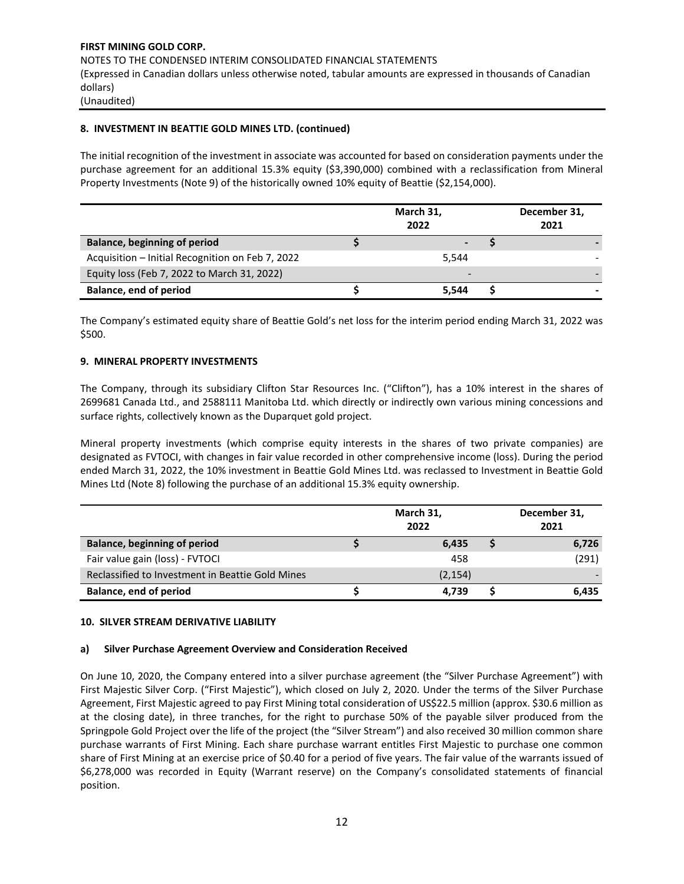**FIRST MINING GOLD CORP.**
NOTES TO THE CONDENSED INTERIM CONSOLIDATED FINANCIAL STATEMENTS
(Expressed in Canadian dollars unless otherwise noted, tabular amounts are expressed in thousands of Canadian dollars)
(Unaudited)

## 8. INVESTMENT IN BEATTIE GOLD MINES LTD. (continued)

The initial recognition of the investment in associate was accounted for based on consideration payments under the purchase agreement for an additional 15.3% equity ($3,390,000) combined with a reclassification from Mineral Property Investments (Note 9) of the historically owned 10% equity of Beattie ($2,154,000).

| | March 31, 2022 | December 31, 2021 |
|---|---|---|
| **Balance, beginning of period** | $ **-** | $ **-** |
| Acquisition – Initial Recognition on Feb 7, 2022 | 5,544 | - |
| Equity loss (Feb 7, 2022 to March 31, 2022) | - | - |
| **Balance, end of period** | $ **5,544** | $ **-** |

The Company's estimated equity share of Beattie Gold's net loss for the interim period ending March 31, 2022 was $500.

## 9. MINERAL PROPERTY INVESTMENTS

The Company, through its subsidiary Clifton Star Resources Inc. ("Clifton"), has a 10% interest in the shares of 2699681 Canada Ltd., and 2588111 Manitoba Ltd. which directly or indirectly own various mining concessions and surface rights, collectively known as the Duparquet gold project.

Mineral property investments (which comprise equity interests in the shares of two private companies) are designated as FVTOCI, with changes in fair value recorded in other comprehensive income (loss). During the period ended March 31, 2022, the 10% investment in Beattie Gold Mines Ltd. was reclassed to Investment in Beattie Gold Mines Ltd (Note 8) following the purchase of an additional 15.3% equity ownership.

| | March 31, 2022 | December 31, 2021 |
|---|---|---|
| **Balance, beginning of period** | $ **6,435** | $ **6,726** |
| Fair value gain (loss) - FVTOCI | 458 | (291) |
| Reclassified to Investment in Beattie Gold Mines | (2,154) | - |
| **Balance, end of period** | $ **4,739** | $ **6,435** |

## 10. SILVER STREAM DERIVATIVE LIABILITY

### a) Silver Purchase Agreement Overview and Consideration Received

On June 10, 2020, the Company entered into a silver purchase agreement (the "Silver Purchase Agreement") with First Majestic Silver Corp. ("First Majestic"), which closed on July 2, 2020. Under the terms of the Silver Purchase Agreement, First Majestic agreed to pay First Mining total consideration of US$22.5 million (approx. $30.6 million as at the closing date), in three tranches, for the right to purchase 50% of the payable silver produced from the Springpole Gold Project over the life of the project (the "Silver Stream") and also received 30 million common share purchase warrants of First Mining. Each share purchase warrant entitles First Majestic to purchase one common share of First Mining at an exercise price of $0.40 for a period of five years. The fair value of the warrants issued of $6,278,000 was recorded in Equity (Warrant reserve) on the Company's consolidated statements of financial position.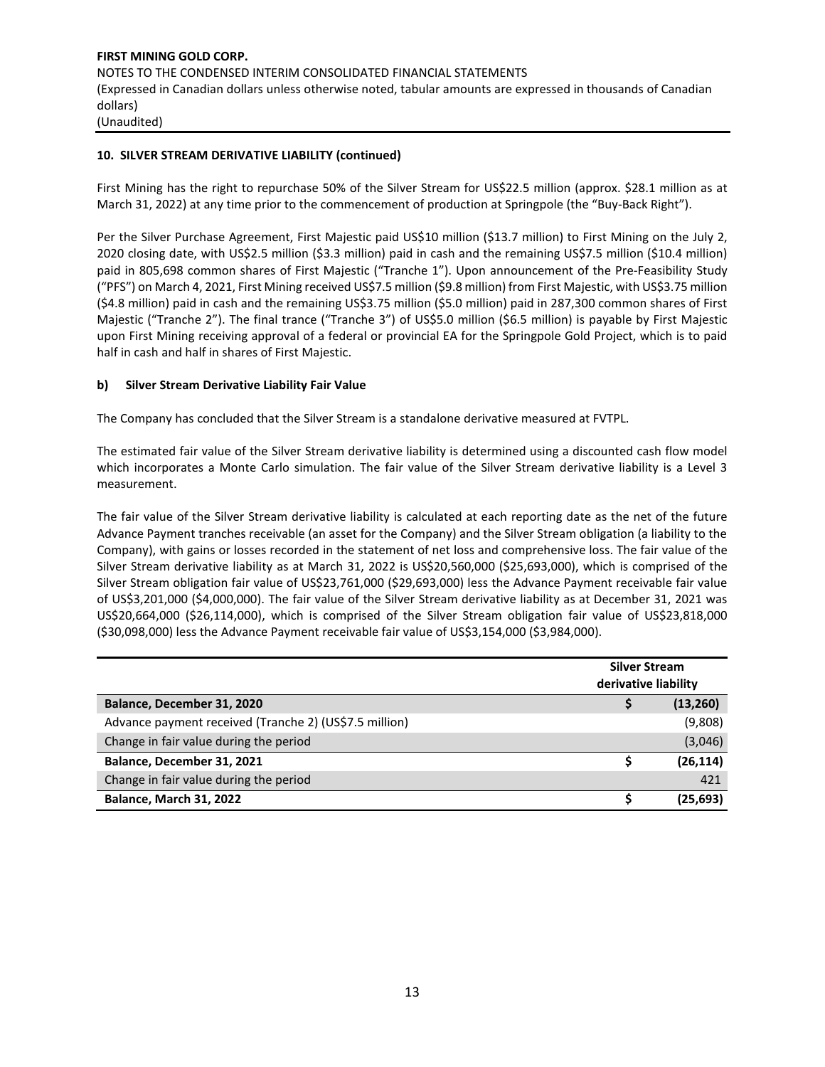## 10. SILVER STREAM DERIVATIVE LIABILITY (continued)

First Mining has the right to repurchase 50% of the Silver Stream for US$22.5 million (approx. $28.1 million as at March 31, 2022) at any time prior to the commencement of production at Springpole (the "Buy-Back Right").

Per the Silver Purchase Agreement, First Majestic paid US$10 million ($13.7 million) to First Mining on the July 2, 2020 closing date, with US$2.5 million ($3.3 million) paid in cash and the remaining US$7.5 million ($10.4 million) paid in 805,698 common shares of First Majestic ("Tranche 1"). Upon announcement of the Pre-Feasibility Study ("PFS") on March 4, 2021, First Mining received US$7.5 million ($9.8 million) from First Majestic, with US$3.75 million ($4.8 million) paid in cash and the remaining US$3.75 million ($5.0 million) paid in 287,300 common shares of First Majestic ("Tranche 2"). The final trance ("Tranche 3") of US$5.0 million ($6.5 million) is payable by First Majestic upon First Mining receiving approval of a federal or provincial EA for the Springpole Gold Project, which is to paid half in cash and half in shares of First Majestic.

### b) Silver Stream Derivative Liability Fair Value

The Company has concluded that the Silver Stream is a standalone derivative measured at FVTPL.

The estimated fair value of the Silver Stream derivative liability is determined using a discounted cash flow model which incorporates a Monte Carlo simulation. The fair value of the Silver Stream derivative liability is a Level 3 measurement.

The fair value of the Silver Stream derivative liability is calculated at each reporting date as the net of the future Advance Payment tranches receivable (an asset for the Company) and the Silver Stream obligation (a liability to the Company), with gains or losses recorded in the statement of net loss and comprehensive loss. The fair value of the Silver Stream derivative liability as at March 31, 2022 is US$20,560,000 ($25,693,000), which is comprised of the Silver Stream obligation fair value of US$23,761,000 ($29,693,000) less the Advance Payment receivable fair value of US$3,201,000 ($4,000,000). The fair value of the Silver Stream derivative liability as at December 31, 2021 was US$20,664,000 ($26,114,000), which is comprised of the Silver Stream obligation fair value of US$23,818,000 ($30,098,000) less the Advance Payment receivable fair value of US$3,154,000 ($3,984,000).

| | Silver Stream derivative liability |
|---|---|
| **Balance, December 31, 2020** | **$ (13,260)** |
| Advance payment received (Tranche 2) (US$7.5 million) | (9,808) |
| Change in fair value during the period | (3,046) |
| **Balance, December 31, 2021** | **$ (26,114)** |
| Change in fair value during the period | 421 |
| **Balance, March 31, 2022** | **$ (25,693)** |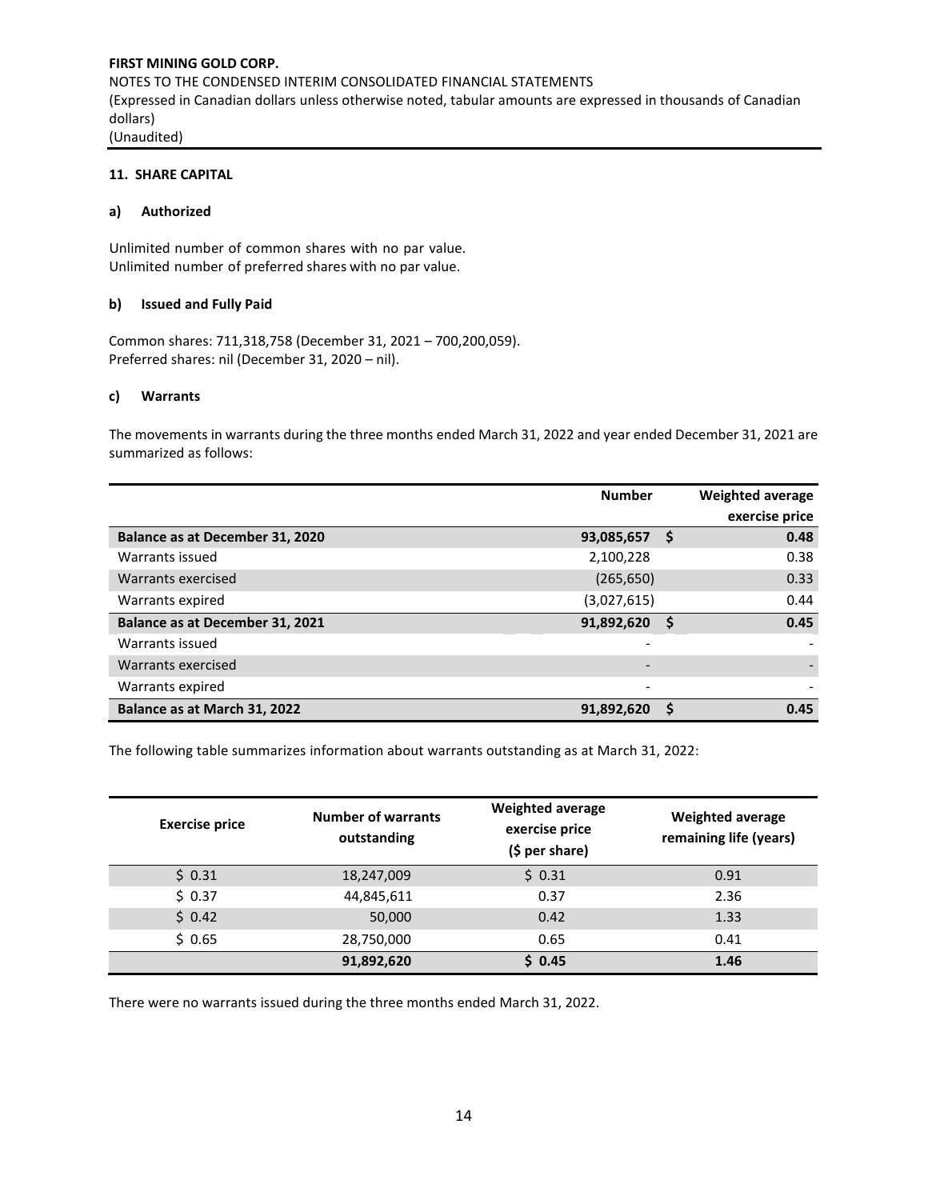**FIRST MINING GOLD CORP.**
NOTES TO THE CONDENSED INTERIM CONSOLIDATED FINANCIAL STATEMENTS
(Expressed in Canadian dollars unless otherwise noted, tabular amounts are expressed in thousands of Canadian dollars)
(Unaudited)

## 11. SHARE CAPITAL

### a) Authorized

Unlimited number of common shares with no par value.
Unlimited number of preferred shares with no par value.

### b) Issued and Fully Paid

Common shares: 711,318,758 (December 31, 2021 – 700,200,059).
Preferred shares: nil (December 31, 2020 – nil).

### c) Warrants

The movements in warrants during the three months ended March 31, 2022 and year ended December 31, 2021 are summarized as follows:

| | Number | Weighted average exercise price |
|---|---|---|
| **Balance as at December 31, 2020** | **93,085,657** | **$ 0.48** |
| Warrants issued | 2,100,228 | 0.38 |
| Warrants exercised | (265,650) | 0.33 |
| Warrants expired | (3,027,615) | 0.44 |
| **Balance as at December 31, 2021** | **91,892,620** | **$ 0.45** |
| Warrants issued | - | - |
| Warrants exercised | - | - |
| Warrants expired | - | - |
| **Balance as at March 31, 2022** | **91,892,620** | **$ 0.45** |

The following table summarizes information about warrants outstanding as at March 31, 2022:

| Exercise price | Number of warrants outstanding | Weighted average exercise price ($ per share) | Weighted average remaining life (years) |
|---|---|---|---|
| $ 0.31 | 18,247,009 | $ 0.31 | 0.91 |
| $ 0.37 | 44,845,611 | 0.37 | 2.36 |
| $ 0.42 | 50,000 | 0.42 | 1.33 |
| $ 0.65 | 28,750,000 | 0.65 | 0.41 |
| | **91,892,620** | **$ 0.45** | **1.46** |

There were no warrants issued during the three months ended March 31, 2022.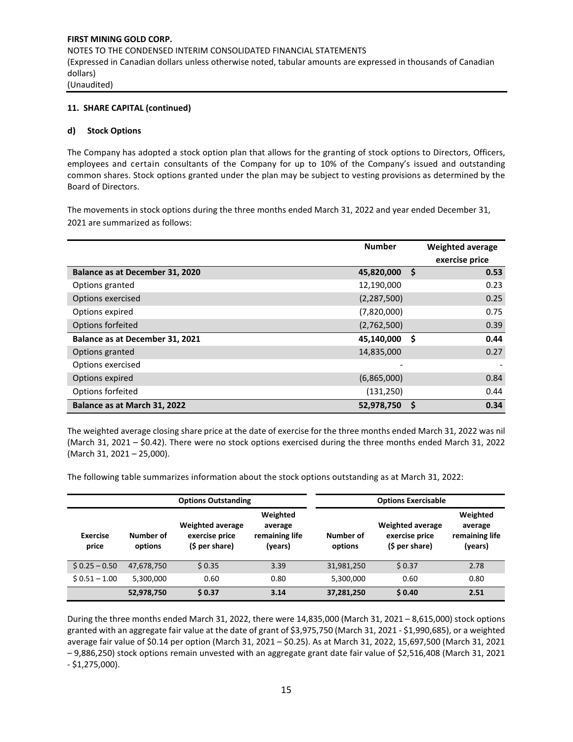FIRST MINING GOLD CORP.
NOTES TO THE CONDENSED INTERIM CONSOLIDATED FINANCIAL STATEMENTS
(Expressed in Canadian dollars unless otherwise noted, tabular amounts are expressed in thousands of Canadian dollars)
(Unaudited)

## 11. SHARE CAPITAL (continued)

### d) Stock Options

The Company has adopted a stock option plan that allows for the granting of stock options to Directors, Officers, employees and certain consultants of the Company for up to 10% of the Company's issued and outstanding common shares. Stock options granted under the plan may be subject to vesting provisions as determined by the Board of Directors.

The movements in stock options during the three months ended March 31, 2022 and year ended December 31, 2021 are summarized as follows:

| | Number | Weighted average exercise price |
|---|---|---|
| **Balance as at December 31, 2020** | **45,820,000** | **$ 0.53** |
| Options granted | 12,190,000 | 0.23 |
| Options exercised | (2,287,500) | 0.25 |
| Options expired | (7,820,000) | 0.75 |
| Options forfeited | (2,762,500) | 0.39 |
| **Balance as at December 31, 2021** | **45,140,000** | **$ 0.44** |
| Options granted | 14,835,000 | 0.27 |
| Options exercised | - | - |
| Options expired | (6,865,000) | 0.84 |
| Options forfeited | (131,250) | 0.44 |
| **Balance as at March 31, 2022** | **52,978,750** | **$ 0.34** |

The weighted average closing share price at the date of exercise for the three months ended March 31, 2022 was nil (March 31, 2021 – $0.42). There were no stock options exercised during the three months ended March 31, 2022 (March 31, 2021 – 25,000).

The following table summarizes information about the stock options outstanding as at March 31, 2022:

| | Options Outstanding | | | Options Exercisable | | |
|---|---|---|---|---|---|---|
| Exercise price | Number of options | Weighted average exercise price ($ per share) | Weighted average remaining life (years) | Number of options | Weighted average exercise price ($ per share) | Weighted average remaining life (years) |
| $ 0.25 – 0.50 | 47,678,750 | $ 0.35 | 3.39 | 31,981,250 | $ 0.37 | 2.78 |
| $ 0.51 – 1.00 | 5,300,000 | 0.60 | 0.80 | 5,300,000 | 0.60 | 0.80 |
| | **52,978,750** | **$ 0.37** | **3.14** | **37,281,250** | **$ 0.40** | **2.51** |

During the three months ended March 31, 2022, there were 14,835,000 (March 31, 2021 – 8,615,000) stock options granted with an aggregate fair value at the date of grant of $3,975,750 (March 31, 2021 - $1,990,685), or a weighted average fair value of $0.14 per option (March 31, 2021 – $0.25). As at March 31, 2022, 15,697,500 (March 31, 2021 – 9,886,250) stock options remain unvested with an aggregate grant date fair value of $2,516,408 (March 31, 2021 - $1,275,000).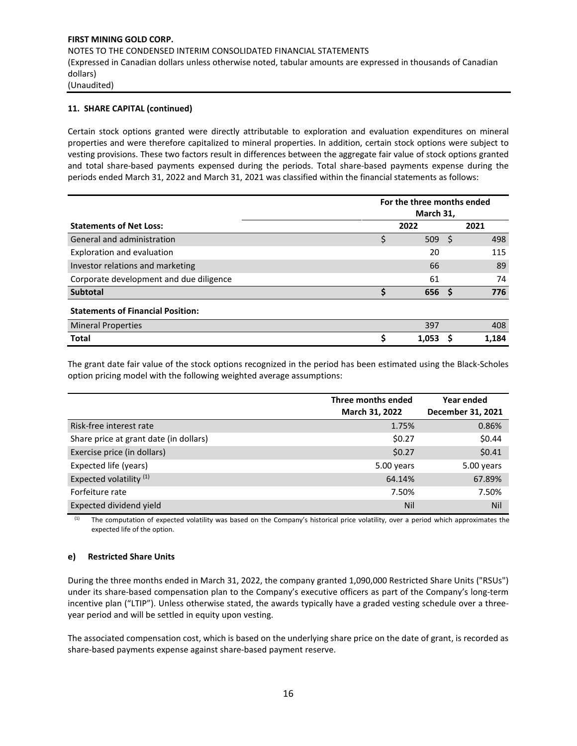**11. SHARE CAPITAL (continued)**

Certain stock options granted were directly attributable to exploration and evaluation expenditures on mineral properties and were therefore capitalized to mineral properties. In addition, certain stock options were subject to vesting provisions. These two factors result in differences between the aggregate fair value of stock options granted and total share-based payments expensed during the periods. Total share-based payments expense during the periods ended March 31, 2022 and March 31, 2021 was classified within the financial statements as follows:

| | For the three months ended March 31, | |
|---|---|---|
| **Statements of Net Loss:** | **2022** | **2021** |
| General and administration | $ 509 | $ 498 |
| Exploration and evaluation | 20 | 115 |
| Investor relations and marketing | 66 | 89 |
| Corporate development and due diligence | 61 | 74 |
| **Subtotal** | **$ 656** | **$ 776** |
| **Statements of Financial Position:** | | |
| Mineral Properties | 397 | 408 |
| **Total** | **$ 1,053** | **$ 1,184** |

The grant date fair value of the stock options recognized in the period has been estimated using the Black-Scholes option pricing model with the following weighted average assumptions:

| | Three months ended March 31, 2022 | Year ended December 31, 2021 |
|---|---|---|
| Risk-free interest rate | 1.75% | 0.86% |
| Share price at grant date (in dollars) | $0.27 | $0.44 |
| Exercise price (in dollars) | $0.27 | $0.41 |
| Expected life (years) | 5.00 years | 5.00 years |
| Expected volatility [(1)] | 64.14% | 67.89% |
| Forfeiture rate | 7.50% | 7.50% |
| Expected dividend yield | Nil | Nil |

(1) The computation of expected volatility was based on the Company's historical price volatility, over a period which approximates the expected life of the option.

**e) Restricted Share Units**

During the three months ended in March 31, 2022, the company granted 1,090,000 Restricted Share Units ("RSUs") under its share-based compensation plan to the Company's executive officers as part of the Company's long-term incentive plan ("LTIP"). Unless otherwise stated, the awards typically have a graded vesting schedule over a three-year period and will be settled in equity upon vesting.

The associated compensation cost, which is based on the underlying share price on the date of grant, is recorded as share-based payments expense against share-based payment reserve.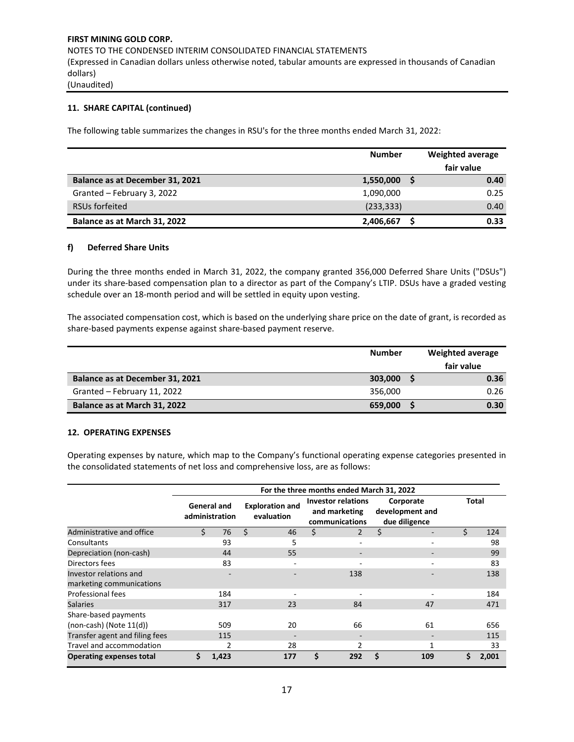## 11. SHARE CAPITAL (continued)

The following table summarizes the changes in RSU's for the three months ended March 31, 2022:

| | Number | Weighted average fair value |
|---|---|---|
| **Balance as at December 31, 2021** | **1,550,000** | **$ 0.40** |
| Granted – February 3, 2022 | 1,090,000 | 0.25 |
| RSUs forfeited | (233,333) | 0.40 |
| **Balance as at March 31, 2022** | **2,406,667** | **$ 0.33** |

### f) Deferred Share Units

During the three months ended in March 31, 2022, the company granted 356,000 Deferred Share Units ("DSUs") under its share-based compensation plan to a director as part of the Company's LTIP. DSUs have a graded vesting schedule over an 18-month period and will be settled in equity upon vesting.

The associated compensation cost, which is based on the underlying share price on the date of grant, is recorded as share-based payments expense against share-based payment reserve.

| | Number | Weighted average fair value |
|---|---|---|
| **Balance as at December 31, 2021** | **303,000** | **$ 0.36** |
| Granted – February 11, 2022 | 356,000 | 0.26 |
| **Balance as at March 31, 2022** | **659,000** | **$ 0.30** |

## 12. OPERATING EXPENSES

Operating expenses by nature, which map to the Company's functional operating expense categories presented in the consolidated statements of net loss and comprehensive loss, are as follows:

| | For the three months ended March 31, 2022 | | | | |
|---|---|---|---|---|---|
| | General and administration | Exploration and evaluation | Investor relations and marketing communications | Corporate development and due diligence | Total |
| Administrative and office | $ 76 | $ 46 | $ 2 | $ - | $ 124 |
| Consultants | 93 | 5 | - | - | 98 |
| Depreciation (non-cash) | 44 | 55 | - | - | 99 |
| Directors fees | 83 | - | - | - | 83 |
| Investor relations and marketing communications | - | - | 138 | - | 138 |
| Professional fees | 184 | - | - | - | 184 |
| Salaries | 317 | 23 | 84 | 47 | 471 |
| Share-based payments (non-cash) (Note 11(d)) | 509 | 20 | 66 | 61 | 656 |
| Transfer agent and filing fees | 115 | - | - | - | 115 |
| Travel and accommodation | 2 | 28 | 2 | 1 | 33 |
| **Operating expenses total** | **$ 1,423** | **177** | **$ 292** | **$ 109** | **$ 2,001** |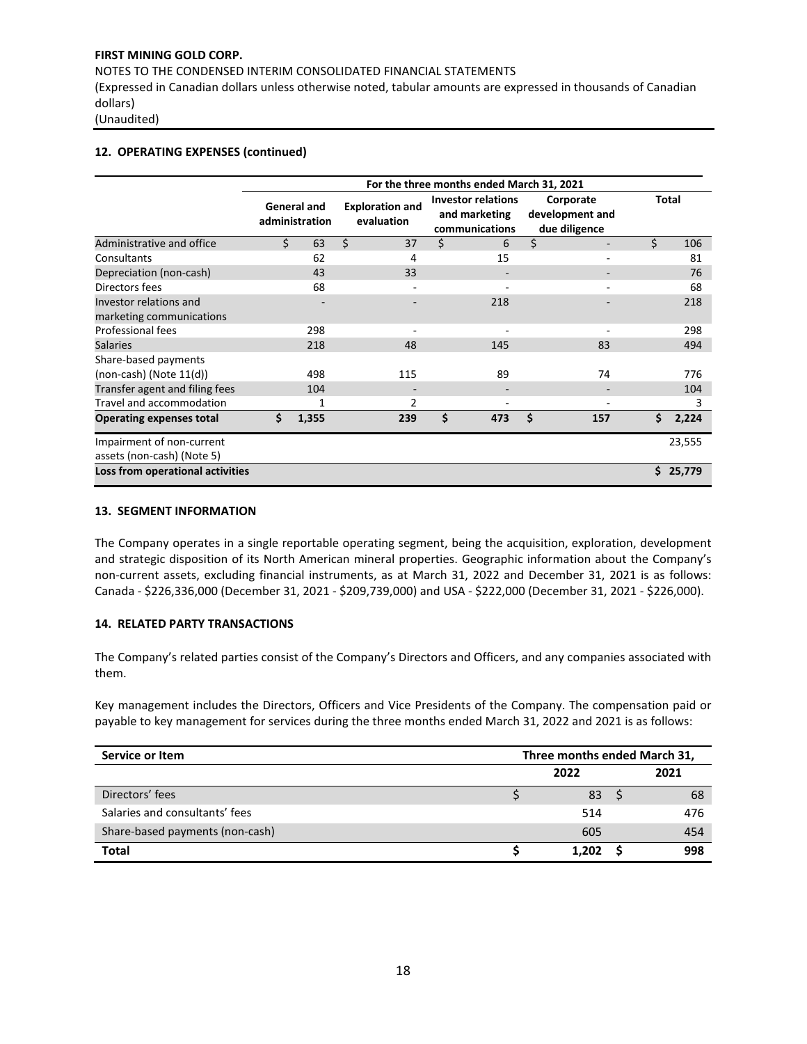## 12. OPERATING EXPENSES (continued)

| | For the three months ended March 31, 2021 | | | | |
|---|---|---|---|---|---|
| | General and administration | Exploration and evaluation | Investor relations and marketing communications | Corporate development and due diligence | Total |
| Administrative and office | $ 63 | $ 37 | $ 6 | $ - | $ 106 |
| Consultants | 62 | 4 | 15 | - | 81 |
| Depreciation (non-cash) | 43 | 33 | - | - | 76 |
| Directors fees | 68 | - | - | - | 68 |
| Investor relations and marketing communications | - | - | 218 | - | 218 |
| Professional fees | 298 | - | - | - | 298 |
| Salaries | 218 | 48 | 145 | 83 | 494 |
| Share-based payments (non-cash) (Note 11(d)) | 498 | 115 | 89 | 74 | 776 |
| Transfer agent and filing fees | 104 | - | - | - | 104 |
| Travel and accommodation | 1 | 2 | - | - | 3 |
| **Operating expenses total** | **$ 1,355** | **239** | **$ 473** | **$ 157** | **$ 2,224** |
| Impairment of non-current assets (non-cash) (Note 5) | | | | | 23,555 |
| **Loss from operational activities** | | | | | **$ 25,779** |

## 13. SEGMENT INFORMATION

The Company operates in a single reportable operating segment, being the acquisition, exploration, development and strategic disposition of its North American mineral properties. Geographic information about the Company's non-current assets, excluding financial instruments, as at March 31, 2022 and December 31, 2021 is as follows: Canada - $226,336,000 (December 31, 2021 - $209,739,000) and USA - $222,000 (December 31, 2021 - $226,000).

## 14. RELATED PARTY TRANSACTIONS

The Company's related parties consist of the Company's Directors and Officers, and any companies associated with them.

Key management includes the Directors, Officers and Vice Presidents of the Company. The compensation paid or payable to key management for services during the three months ended March 31, 2022 and 2021 is as follows:

| Service or Item | Three months ended March 31, | |
|---|---|---|
| | 2022 | 2021 |
| Directors' fees | $ 83 | $ 68 |
| Salaries and consultants' fees | 514 | 476 |
| Share-based payments (non-cash) | 605 | 454 |
| **Total** | **$ 1,202** | **$ 998** |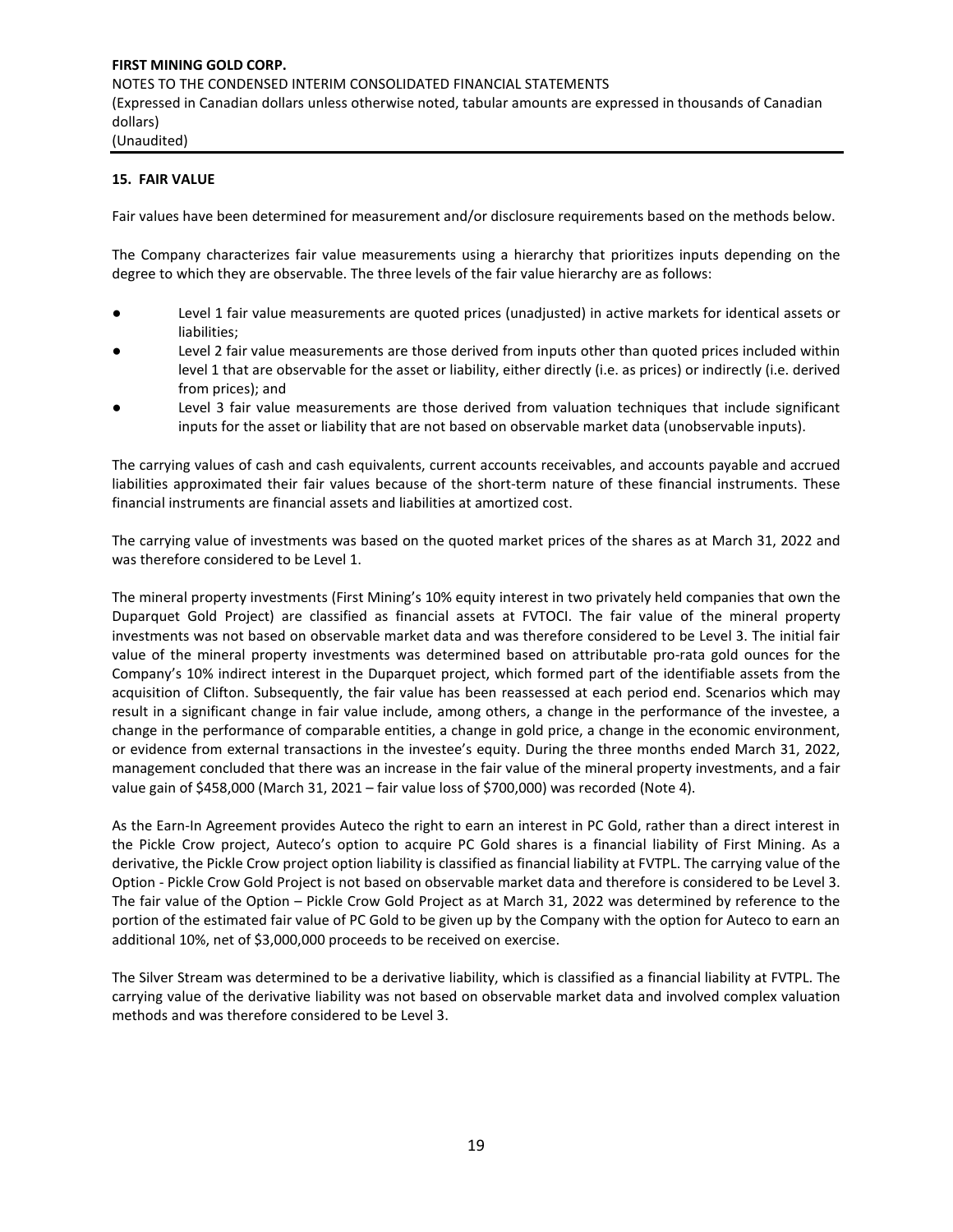## 15. FAIR VALUE

Fair values have been determined for measurement and/or disclosure requirements based on the methods below.

The Company characterizes fair value measurements using a hierarchy that prioritizes inputs depending on the degree to which they are observable. The three levels of the fair value hierarchy are as follows:

- Level 1 fair value measurements are quoted prices (unadjusted) in active markets for identical assets or liabilities;
- Level 2 fair value measurements are those derived from inputs other than quoted prices included within level 1 that are observable for the asset or liability, either directly (i.e. as prices) or indirectly (i.e. derived from prices); and
- Level 3 fair value measurements are those derived from valuation techniques that include significant inputs for the asset or liability that are not based on observable market data (unobservable inputs).

The carrying values of cash and cash equivalents, current accounts receivables, and accounts payable and accrued liabilities approximated their fair values because of the short-term nature of these financial instruments. These financial instruments are financial assets and liabilities at amortized cost.

The carrying value of investments was based on the quoted market prices of the shares as at March 31, 2022 and was therefore considered to be Level 1.

The mineral property investments (First Mining's 10% equity interest in two privately held companies that own the Duparquet Gold Project) are classified as financial assets at FVTOCI. The fair value of the mineral property investments was not based on observable market data and was therefore considered to be Level 3. The initial fair value of the mineral property investments was determined based on attributable pro-rata gold ounces for the Company's 10% indirect interest in the Duparquet project, which formed part of the identifiable assets from the acquisition of Clifton. Subsequently, the fair value has been reassessed at each period end. Scenarios which may result in a significant change in fair value include, among others, a change in the performance of the investee, a change in the performance of comparable entities, a change in gold price, a change in the economic environment, or evidence from external transactions in the investee's equity. During the three months ended March 31, 2022, management concluded that there was an increase in the fair value of the mineral property investments, and a fair value gain of $458,000 (March 31, 2021 – fair value loss of $700,000) was recorded (Note 4).

As the Earn-In Agreement provides Auteco the right to earn an interest in PC Gold, rather than a direct interest in the Pickle Crow project, Auteco's option to acquire PC Gold shares is a financial liability of First Mining. As a derivative, the Pickle Crow project option liability is classified as financial liability at FVTPL. The carrying value of the Option - Pickle Crow Gold Project is not based on observable market data and therefore is considered to be Level 3. The fair value of the Option – Pickle Crow Gold Project as at March 31, 2022 was determined by reference to the portion of the estimated fair value of PC Gold to be given up by the Company with the option for Auteco to earn an additional 10%, net of $3,000,000 proceeds to be received on exercise.

The Silver Stream was determined to be a derivative liability, which is classified as a financial liability at FVTPL. The carrying value of the derivative liability was not based on observable market data and involved complex valuation methods and was therefore considered to be Level 3.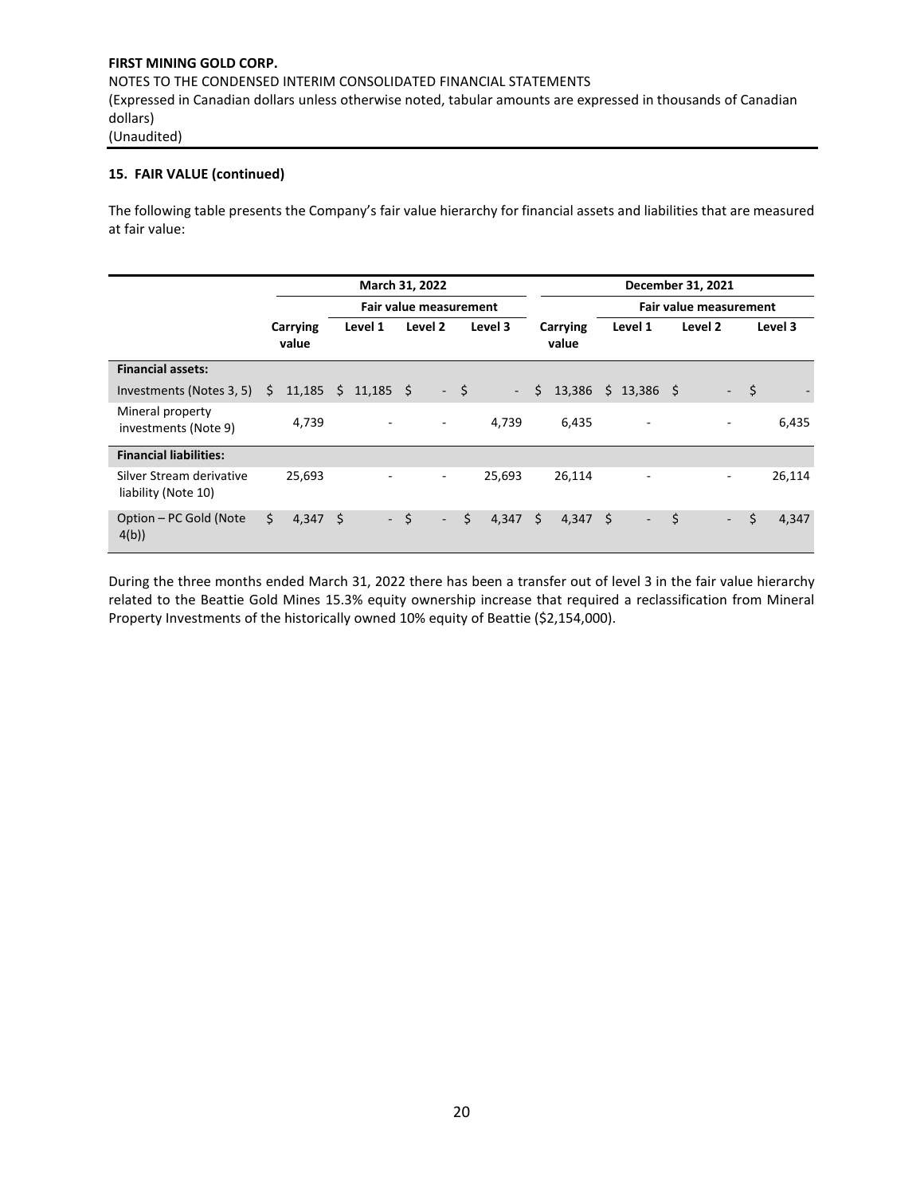**FIRST MINING GOLD CORP.**

NOTES TO THE CONDENSED INTERIM CONSOLIDATED FINANCIAL STATEMENTS
(Expressed in Canadian dollars unless otherwise noted, tabular amounts are expressed in thousands of Canadian dollars)
(Unaudited)

**15. FAIR VALUE (continued)**

The following table presents the Company's fair value hierarchy for financial assets and liabilities that are measured at fair value:

| | March 31, 2022 | | | | December 31, 2021 | | | |
|---|---|---|---|---|---|---|---|---|
| | | Fair value measurement | | | | Fair value measurement | | |
| | Carrying value | Level 1 | Level 2 | Level 3 | Carrying value | Level 1 | Level 2 | Level 3 |
| **Financial assets:** | | | | | | | | |
| Investments (Notes 3, 5) | $ 11,185 | $ 11,185 | $ - | $ - | $ 13,386 | $ 13,386 | $ - | $ - |
| Mineral property investments (Note 9) | 4,739 | - | - | 4,739 | 6,435 | - | - | 6,435 |
| **Financial liabilities:** | | | | | | | | |
| Silver Stream derivative liability (Note 10) | 25,693 | - | - | 25,693 | 26,114 | - | - | 26,114 |
| Option – PC Gold (Note 4(b)) | $ 4,347 | $ - | $ - | $ 4,347 | $ 4,347 | $ - | $ - | $ 4,347 |

During the three months ended March 31, 2022 there has been a transfer out of level 3 in the fair value hierarchy related to the Beattie Gold Mines 15.3% equity ownership increase that required a reclassification from Mineral Property Investments of the historically owned 10% equity of Beattie ($2,154,000).